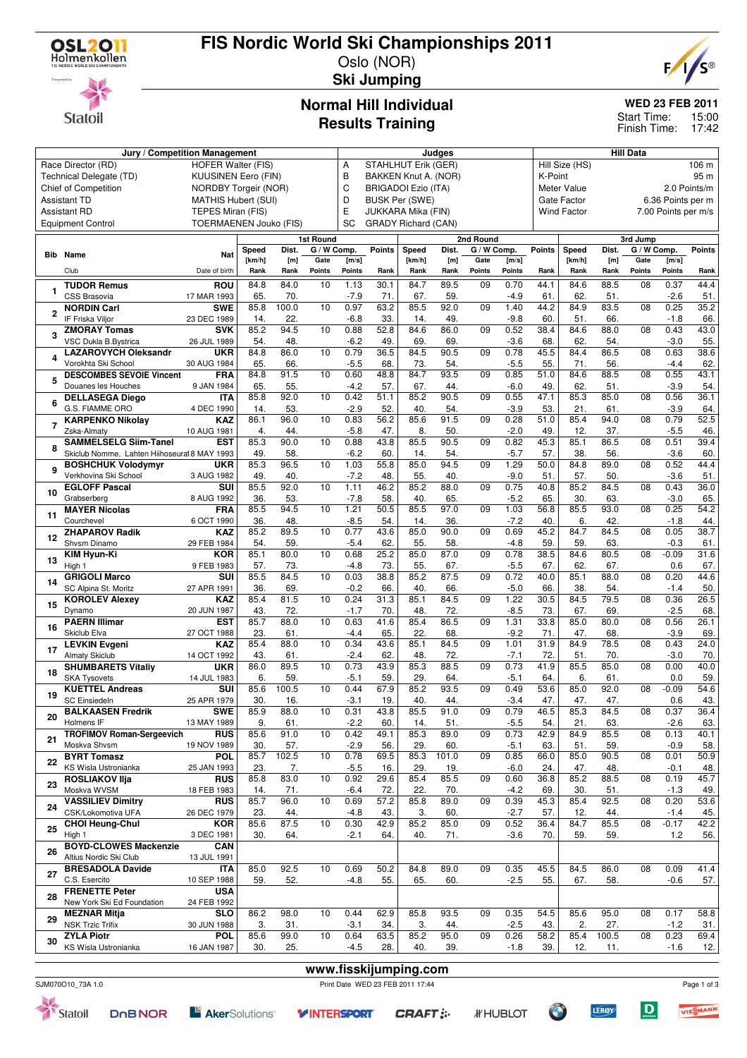# FIS Nordic World Ski Championships 2011

Oslo (NOR)

**Ski Jumping**

## Normal Hill Individual
## Results Training

**WED 23 FEB 2011**
Start Time: 15:00
Finish Time: 17:42

| Jury / Competition Management | | Judges | | Hill Data | |
|---|---|---|---|---|---|
| Race Director (RD) | HOFER Walter (FIS) | A | STAHLHUT Erik (GER) | Hill Size (HS) | 106 m |
| Technical Delegate (TD) | KUUSINEN Eero (FIN) | B | BAKKEN Knut A. (NOR) | K-Point | 95 m |
| Chief of Competition | NORDBY Torgeir (NOR) | C | BRIGADOI Ezio (ITA) | Meter Value | 2.0 Points/m |
| Assistant TD | MATHIS Hubert (SUI) | D | BUSK Per (SWE) | Gate Factor | 6.36 Points per m |
| Assistant RD | TEPES Miran (FIS) | E | JUKKARA Mika (FIN) | Wind Factor | 7.00 Points per m/s |
| Equipment Control | TOERMAENEN Jouko (FIS) | SC | GRADY Richard (CAN) | | |

| Bib | Name / Club | Nat / Date of birth | 1st Round Speed [km/h] / Rank | Dist. [m] / Rank | Gate / Points | G/W Comp. [m/s] / Points | Points / Rank | 2nd Round Speed [km/h] / Rank | Dist. [m] / Rank | Gate / Points | G/W Comp. [m/s] / Points | Points / Rank | 3rd Jump Speed [km/h] / Rank | Dist. [m] / Rank | Gate / Points | G/W Comp. [m/s] / Points | Points / Rank |
|---|---|---|---|---|---|---|---|---|---|---|---|---|---|---|---|---|---|
| 1 | **TUDOR Remus** CSS Brasovia | **ROU** 17 MAR 1993 | 84.8 / 65. | 84.0 / 70. | 10 | 1.13 / -7.9 | 30.1 / 71. | 84.7 / 67. | 89.5 / 59. | 09 | 0.70 / -4.9 | 44.1 / 61. | 84.6 / 62. | 88.5 / 51. | 08 | 0.37 / -2.6 | 44.4 / 51. |
| 2 | **NORDIN Carl** IF Friska Viljor | **SWE** 23 DEC 1989 | 85.8 / 14. | 100.0 / 22. | 10 | 0.97 / -6.8 | 63.2 / 33. | 85.5 / 14. | 92.0 / 49. | 09 | 1.40 / -9.8 | 44.2 / 60. | 84.9 / 51. | 83.5 / 66. | 08 | 0.25 / -1.8 | 35.2 / 66. |
| 3 | **ZMORAY Tomas** VSC Dukla B.Bystrica | **SVK** 26 JUL 1989 | 85.2 / 54. | 94.5 / 48. | 10 | 0.88 / -6.2 | 52.8 / 49. | 84.6 / 69. | 86.0 / 69. | 09 | 0.52 / -3.6 | 38.4 / 68. | 84.6 / 62. | 88.0 / 54. | 08 | 0.43 / -3.0 | 43.0 / 55. |
| 4 | **LAZAROVYCH Oleksandr** Vorokhta Ski School | **UKR** 30 AUG 1984 | 84.8 / 65. | 86.0 / 66. | 10 | 0.79 / -5.5 | 36.5 / 68. | 84.5 / 73. | 90.5 / 54. | 09 | 0.78 / -5.5 | 45.5 / 55. | 84.4 / 71. | 86.5 / 56. | 08 | 0.63 / -4.4 | 38.6 / 62. |
| 5 | **DESCOMBES SEVOIE Vincent** Douanes les Houches | **FRA** 9 JAN 1984 | 84.8 / 65. | 91.5 / 55. | 10 | 0.60 / -4.2 | 48.8 / 57. | 84.7 / 67. | 93.5 / 44. | 09 | 0.85 / -6.0 | 51.0 / 49. | 84.6 / 62. | 88.5 / 51. | 08 | 0.55 / -3.9 | 43.1 / 54. |
| 6 | **DELLASEGA Diego** G.S. FIAMME ORO | **ITA** 4 DEC 1990 | 85.8 / 14. | 92.0 / 53. | 10 | 0.42 / -2.9 | 51.1 / 52. | 85.2 / 40. | 90.5 / 54. | 09 | 0.55 / -3.9 | 47.1 / 53. | 85.3 / 21. | 85.0 / 61. | 08 | 0.56 / -3.9 | 36.1 / 64. |
| 7 | **KARPENKO Nikolay** Zska-Almaty | **KAZ** 10 AUG 1981 | 86.1 / 4. | 96.0 / 44. | 10 | 0.83 / -5.8 | 56.2 / 47. | 85.6 / 8. | 91.5 / 50. | 09 | 0.28 / -2.0 | 51.0 / 49. | 85.4 / 12. | 94.0 / 37. | 08 | 0.79 / -5.5 | 52.5 / 46. |
| 8 | **SAMMELSELG Siim-Tanel** Skiclub Nomme, Lahten Hiihoseura | **EST** 18 MAY 1993 | 85.3 / 49. | 90.0 / 58. | 10 | 0.88 / -6.2 | 43.8 / 60. | 85.5 / 14. | 90.5 / 54. | 09 | 0.82 / -5.7 | 45.3 / 57. | 85.1 / 38. | 86.5 / 56. | 08 | 0.51 / -3.6 | 39.4 / 60. |
| 9 | **BOSHCHUK Volodymyr** Verkhovina Ski School | **UKR** 3 AUG 1982 | 85.3 / 49. | 96.5 / 40. | 10 | 1.03 / -7.2 | 55.8 / 48. | 85.0 / 55. | 94.5 / 40. | 09 | 1.29 / -9.0 | 50.0 / 51. | 84.8 / 57. | 89.0 / 50. | 08 | 0.52 / -3.6 | 44.4 / 51. |
| 10 | **EGLOFF Pascal** Grabserberg | **SUI** 8 AUG 1992 | 85.5 / 36. | 92.0 / 53. | 10 | 1.11 / -7.8 | 46.2 / 58. | 85.2 / 40. | 88.0 / 65. | 09 | 0.75 / -5.2 | 40.8 / 65. | 85.2 / 30. | 84.5 / 63. | 08 | 0.43 / -3.0 | 36.0 / 65. |
| 11 | **MAYER Nicolas** Courchevel | **FRA** 6 OCT 1990 | 85.5 / 36. | 94.5 / 48. | 10 | 1.21 / -8.5 | 50.5 / 54. | 85.5 / 14. | 97.0 / 36. | 09 | 1.03 / -7.2 | 56.8 / 40. | 85.5 / 6. | 93.0 / 42. | 08 | 0.25 / -1.8 | 54.2 / 44. |
| 12 | **ZHAPAROV Radik** Shvsm Dinamo | **KAZ** 29 FEB 1984 | 85.2 / 54. | 89.5 / 59. | 10 | 0.77 / -5.4 | 43.6 / 62. | 85.0 / 55. | 90.0 / 58. | 09 | 0.69 / -4.8 | 45.2 / 59. | 84.7 / 59. | 84.5 / 63. | 08 | 0.05 / -0.3 | 38.7 / 61. |
| 13 | **KIM Hyun-Ki** High 1 | **KOR** 9 FEB 1983 | 85.1 / 57. | 80.0 / 73. | 10 | 0.68 / -4.8 | 25.2 / 73. | 85.0 / 55. | 87.0 / 67. | 09 | 0.78 / -5.5 | 38.5 / 67. | 84.6 / 62. | 80.5 / 67. | 08 | -0.09 / 0.6 | 31.6 / 67. |
| 14 | **GRIGOLI Marco** SC Alpina St. Moritz | **SUI** 27 APR 1991 | 85.5 / 36. | 84.5 / 69. | 10 | 0.03 / -0.2 | 38.8 / 66. | 85.2 / 40. | 87.5 / 66. | 09 | 0.72 / -5.0 | 40.0 / 66. | 85.1 / 38. | 88.0 / 54. | 08 | 0.20 / -1.4 | 44.6 / 50. |
| 15 | **KOROLEV Alexey** Dynamo | **KAZ** 20 JUN 1987 | 85.4 / 43. | 81.5 / 72. | 10 | 0.24 / -1.7 | 31.3 / 70. | 85.1 / 48. | 84.5 / 72. | 09 | 1.22 / -8.5 | 30.5 / 73. | 84.5 / 67. | 79.5 / 69. | 08 | 0.36 / -2.5 | 26.5 / 68. |
| 16 | **PAERN Illimar** Skiclub Elva | **EST** 27 OCT 1988 | 85.7 / 23. | 88.0 / 61. | 10 | 0.63 / -4.4 | 41.6 / 65. | 85.4 / 22. | 86.5 / 68. | 09 | 1.31 / -9.2 | 33.8 / 71. | 85.0 / 47. | 80.0 / 68. | 08 | 0.56 / -3.9 | 26.1 / 69. |
| 17 | **LEVKIN Evgeni** Almaty Skiclub | **KAZ** 14 OCT 1992 | 85.4 / 43. | 88.0 / 61. | 10 | 0.34 / -2.4 | 43.6 / 62. | 85.1 / 48. | 84.5 / 72. | 09 | 1.01 / -7.1 | 31.9 / 72. | 84.9 / 51. | 78.5 / 70. | 08 | 0.43 / -3.0 | 24.0 / 70. |
| 18 | **SHUMBARETS Vitaliy** SKA Tysovets | **UKR** 14 JUL 1983 | 86.0 / 6. | 89.5 / 59. | 10 | 0.73 / -5.1 | 43.9 / 59. | 85.3 / 29. | 88.5 / 64. | 09 | 0.73 / -5.1 | 41.9 / 64. | 85.5 / 6. | 85.0 / 61. | 08 | 0.00 / 0.0 | 40.0 / 59. |
| 19 | **KUETTEL Andreas** SC Einsiedeln | **SUI** 25 APR 1979 | 85.6 / 30. | 100.5 / 16. | 10 | 0.44 / -3.1 | 67.9 / 19. | 85.2 / 40. | 93.5 / 44. | 09 | 0.49 / -3.4 | 53.6 / 47. | 85.0 / 47. | 92.0 / 47. | 08 | -0.09 / 0.6 | 54.6 / 43. |
| 20 | **BALKAASEN Fredrik** Holmens IF | **SWE** 13 MAY 1989 | 85.9 / 9. | 88.0 / 61. | 10 | 0.31 / -2.2 | 43.8 / 60. | 85.5 / 14. | 91.0 / 51. | 09 | 0.79 / -5.5 | 46.5 / 54. | 85.3 / 21. | 84.5 / 63. | 08 | 0.37 / -2.6 | 36.4 / 63. |
| 21 | **TROFIMOV Roman-Sergeevich** Moskva Shvsm | **RUS** 19 NOV 1989 | 85.6 / 30. | 91.0 / 57. | 10 | 0.42 / -2.9 | 49.1 / 56. | 85.3 / 29. | 89.0 / 60. | 09 | 0.73 / -5.1 | 42.9 / 63. | 84.9 / 51. | 85.5 / 59. | 08 | 0.13 / -0.9 | 40.1 / 58. |
| 22 | **BYRT Tomasz** KS Wisla Ustronianka | **POL** 25 JAN 1993 | 85.7 / 23. | 102.5 / 7. | 10 | 0.78 / -5.5 | 69.5 / 16. | 85.3 / 29. | 101.0 / 19. | 09 | 0.85 / -6.0 | 66.0 / 24. | 85.0 / 47. | 90.5 / 48. | 08 | 0.01 / -0.1 | 50.9 / 48. |
| 23 | **ROSLIAKOV Ilja** Moskva WVSM | **RUS** 18 FEB 1983 | 85.8 / 14. | 83.0 / 71. | 10 | 0.92 / -6.4 | 29.6 / 72. | 85.4 / 22. | 85.5 / 70. | 09 | 0.60 / -4.2 | 36.8 / 69. | 85.2 / 30. | 88.5 / 51. | 08 | 0.19 / -1.3 | 45.7 / 49. |
| 24 | **VASSILIEV Dimitry** CSK/Lokomotiva UFA | **RUS** 26 DEC 1979 | 85.7 / 23. | 96.0 / 44. | 10 | 0.69 / -4.8 | 57.2 / 43. | 85.8 / 3. | 89.0 / 60. | 09 | 0.39 / -2.7 | 45.3 / 57. | 85.4 / 12. | 92.5 / 44. | 08 | 0.20 / -1.4 | 53.6 / 45. |
| 25 | **CHOI Heung-Chul** High 1 | **KOR** 3 DEC 1981 | 85.6 / 30. | 87.5 / 64. | 10 | 0.30 / -2.1 | 42.9 / 64. | 85.2 / 40. | 85.0 / 71. | 09 | 0.52 / -3.6 | 36.4 / 70. | 84.7 / 59. | 85.5 / 59. | 08 | -0.17 / 1.2 | 42.2 / 56. |
| 26 | **BOYD-CLOWES Mackenzie** Altius Nordic Ski Club | **CAN** 13 JUL 1991 | | | | | | | | | | | | | | | |
| 27 | **BRESADOLA Davide** C.S. Esercito | **ITA** 10 SEP 1988 | 85.0 / 59. | 92.5 / 52. | 10 | 0.69 / -4.8 | 50.2 / 55. | 84.8 / 65. | 89.0 / 60. | 09 | 0.35 / -2.5 | 45.5 / 55. | 84.5 / 67. | 86.0 / 58. | 08 | 0.09 / -0.6 | 41.4 / 57. |
| 28 | **FRENETTE Peter** New York Ski Ed Foundation | **USA** 24 FEB 1992 | | | | | | | | | | | | | | | |
| 29 | **MEZNAR Mitja** NSK Trzic Trifix | **SLO** 30 JUN 1988 | 86.2 / 3. | 98.0 / 31. | 10 | 0.44 / -3.1 | 62.9 / 34. | 85.8 / 3. | 93.5 / 44. | 09 | 0.35 / -2.5 | 54.5 / 43. | 85.6 / 2. | 95.0 / 27. | 08 | 0.17 / -1.2 | 58.8 / 31. |
| 30 | **ZYLA Piotr** KS Wisla Ustronianka | **POL** 16 JAN 1987 | 85.6 / 30. | 99.0 / 25. | 10 | 0.64 / -4.5 | 63.5 / 28. | 85.2 / 40. | 95.0 / 39. | 09 | 0.26 / -1.8 | 58.2 / 39. | 85.4 / 12. | 100.5 / 11. | 08 | 0.23 / -1.6 | 69.4 / 12. |

www.fisskijumping.com

SJM070O10_73A 1.0 — Print Date WED 23 FEB 2011 17:44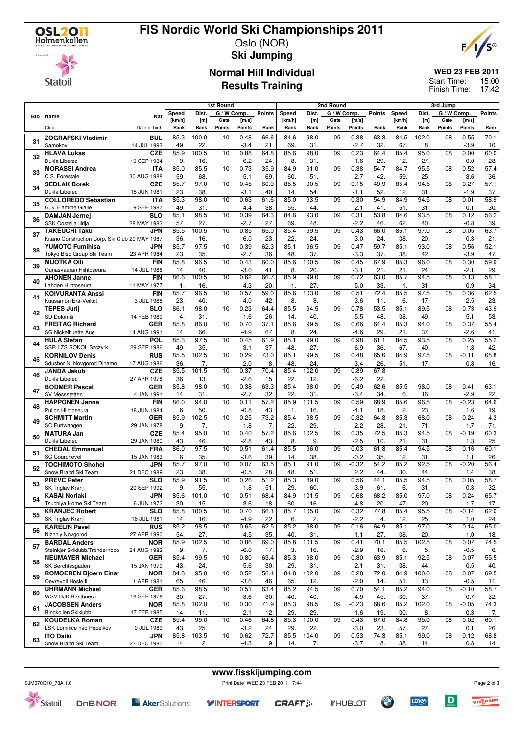# FIS Nordic World Ski Championships 2011

Oslo (NOR)

**Ski Jumping**

## Normal Hill Individual
## Results Training

**WED 23 FEB 2011**

Start Time: 15:00
Finish Time: 17:42

| Bib | Name / Club | Nat / Date of birth | 1st Round Speed [km/h] / Rank | Dist. [m] / Rank | Gate / Points | G / W Comp. [m/s] / Points | Points / Rank | 2nd Round Speed [km/h] / Rank | Dist. [m] / Rank | Gate / Points | G / W Comp. [m/s] / Points | Points / Rank | 3rd Jump Speed [km/h] / Rank | Dist. [m] / Rank | Gate / Points | G / W Comp. [m/s] / Points | Points / Rank |
|---|---|---|---|---|---|---|---|---|---|---|---|---|---|---|---|---|---|
| 31 | ZOGRAFSKI Vladimir / Samokov | BUL / 14 JUL 1993 | 85.3 / 49. | 100.0 / 22. | 10 | 0.48 / -3.4 | 66.6 / 21. | 84.6 / 69. | 98.0 / 31. | 09 | 0.38 / -2.7 | 63.3 / 32. | 84.5 / 67. | 102.0 / 8. | 08 | 0.55 / -3.9 | 70.1 / 10. |
| 32 | HLAVA Lukas / Dukla Liberec | CZE / 10 SEP 1984 | 85.9 / 9. | 100.5 / 16. | 10 | 0.88 / -6.2 | 64.8 / 24. | 85.6 / 8. | 98.0 / 31. | 09 | 0.23 / -1.6 | 64.4 / 29. | 85.4 / 12. | 95.0 / 27. | 08 | 0.00 / 0.0 | 60.0 / 28. |
| 33 | MORASSI Andrea / C.S. Forestale | ITA / 30 AUG 1988 | 85.0 / 59. | 85.5 / 68. | 10 | 0.73 / -5.1 | 35.9 / 69. | 84.9 / 60. | 91.0 / 51. | 09 | -0.38 / 2.7 | 54.7 / 42. | 84.7 / 59. | 95.5 / 25. | 08 | 0.52 / -3.6 | 57.4 / 36. |
| 34 | SEDLAK Borek / Dukla Liberec | CZE / 15 JUN 1981 | 85.7 / 23. | 97.0 / 38. | 10 | 0.45 / -3.1 | 60.9 / 40. | 85.5 / 14. | 90.5 / 54. | 09 | 0.15 / -1.1 | 49.9 / 52. | 85.4 / 12. | 94.5 / 31. | 08 | 0.27 / -1.9 | 57.1 / 37. |
| 35 | COLLOREDO Sebastian / G.S. Fiamme Gialle | ITA / 9 SEP 1987 | 85.3 / 49. | 98.0 / 31. | 10 | 0.63 / -4.4 | 61.6 / 38. | 85.0 / 55. | 93.5 / 44. | 09 | 0.30 / -2.1 | 54.9 / 41. | 84.9 / 51. | 94.5 / 31. | 08 | 0.01 / -0.1 | 58.9 / 30. |
| 36 | DAMJAN Jernej / SSK Costella Ilirija | SLO / 28 MAY 1983 | 85.1 / 57. | 98.5 / 27. | 10 | 0.39 / -2.7 | 64.3 / 27. | 84.6 / 69. | 93.0 / 48. | 09 | 0.31 / -2.2 | 53.8 / 46. | 84.6 / 62. | 93.5 / 40. | 08 | 0.12 / -0.8 | 56.2 / 39. |
| 37 | TAKEUCHI Taku / Kitano Construction Corp. Ski Club | JPN / 20 MAY 1987 | 85.5 / 36. | 100.5 / 16. | 10 | 0.85 / -6.0 | 65.0 / 23. | 85.4 / 22. | 99.5 / 24. | 09 | 0.43 / -3.0 | 66.0 / 24. | 85.1 / 38. | 97.0 / 20. | 08 | 0.05 / -0.3 | 63.7 / 21. |
| 38 | YUMOTO Fumihisa / Tokyo Biso Group Ski Team | JPN / 23 APR 1984 | 85.7 / 23. | 97.5 / 35. | 10 | 0.39 / -2.7 | 62.3 / 36. | 85.1 / 48. | 96.5 / 37. | 09 | 0.47 / -3.3 | 59.7 / 37. | 85.1 / 38. | 93.0 / 42. | 08 | 0.56 / -3.9 | 52.1 / 47. |
| 39 | MUOTKA Olli / Ounasvaaran Hiihtoseura | FIN / 14 JUL 1988 | 85.8 / 14. | 96.5 / 40. | 10 | 0.43 / -3.0 | 60.0 / 41. | 85.6 / 8. | 100.5 / 20. | 09 | 0.45 / -3.1 | 67.9 / 21. | 85.3 / 21. | 96.0 / 24. | 08 | 0.30 / -2.1 | 59.9 / 29. |
| 40 | AHONEN Janne / Lahden Hiihtoseura | FIN / 11 MAY 1977 | 86.6 / 1. | 100.5 / 16. | 10 | 0.62 / -4.3 | 66.7 / 20. | 85.9 / 1. | 99.0 / 27. | 09 | 0.72 / -5.0 | 63.0 / 33. | 85.7 / 1. | 94.5 / 31. | 08 | 0.13 / -0.9 | 58.1 / 34. |
| 41 | KOIVURANTA Anssi / Kuusamon Erä-Veikot | FIN / 3 JUL 1988 | 85.7 / 23. | 96.5 / 40. | 10 | 0.57 / -4.0 | 59.0 / 42. | 85.6 / 8. | 103.0 / 8. | 09 | 0.51 / -3.6 | 72.4 / 11. | 85.5 / 6. | 97.5 / 17. | 08 | 0.36 / -2.5 | 62.5 / 23. |
| 42 | TEPES Jurij / SD Dolomiti | SLO / 14 FEB 1989 | 86.1 / 4. | 98.0 / 31. | 10 | 0.23 / -1.6 | 64.4 / 26. | 85.5 / 14. | 94.5 / 40. | 09 | 0.78 / -5.5 | 53.5 / 48. | 85.1 / 38. | 89.5 / 49. | 08 | 0.73 / -5.1 | 43.9 / 53. |
| 43 | FREITAG Richard / SG Nickelhuette Aue | GER / 14 AUG 1991 | 85.8 / 14. | 86.0 / 66. | 10 | 0.70 / -4.9 | 37.1 / 67. | 85.6 / 8. | 99.5 / 24. | 09 | 0.66 / -4.6 | 64.4 / 29. | 85.3 / 21. | 94.0 / 37. | 08 | 0.37 / -2.6 | 55.4 / 41. |
| 44 | HULA Stefan / SSR LZS SOKOL Szczyrk | POL / 29 SEP 1986 | 85.3 / 49. | 97.5 / 35. | 10 | 0.45 / -3.1 | 61.9 / 37. | 85.1 / 48. | 99.0 / 27. | 09 | 0.98 / -6.9 | 61.1 / 36. | 84.5 / 67. | 93.5 / 40. | 08 | 0.25 / -1.8 | 55.2 / 42. |
| 45 | KORNILOV Denis / Sdushor N. Novgorod Dinamo | RUS / 17 AUG 1986 | 85.5 / 36. | 102.5 / 7. | 10 | 0.29 / -2.0 | 73.0 / 8. | 85.1 / 48. | 99.5 / 24. | 09 | 0.48 / -3.4 | 65.6 / 26. | 84.9 / 51. | 97.5 / 17. | 08 | -0.11 / 0.8 | 65.8 / 16. |
| 46 | JANDA Jakub / Dukla Liberec | CZE / 27 APR 1978 | 85.5 / 36. | 101.5 / 13. | 10 | 0.37 / -2.6 | 70.4 / 15. | 85.4 / 22. | 102.0 / 12. | 09 | 0.89 / -6.2 | 67.8 / 22. | | | | | |
| 47 | BODMER Pascal / SV Messstetten | GER / 4 JAN 1991 | 85.8 / 14. | 98.0 / 31. | 10 | 0.38 / -2.7 | 63.3 / 32. | 85.4 / 22. | 98.0 / 31. | 09 | 0.49 / -3.4 | 62.6 / 34. | 85.5 / 6. | 98.0 / 16. | 08 | 0.41 / -2.9 | 63.1 / 22. |
| 48 | HAPPONEN Janne / Puijon Hiihtoseura | FIN / 18 JUN 1984 | 86.0 / 6. | 94.0 / 50. | 10 | 0.11 / -0.8 | 57.2 / 43. | 85.9 / 1. | 101.5 / 16. | 09 | 0.59 / -4.1 | 68.9 / 18. | 85.6 / 2. | 96.5 / 23. | 08 | -0.23 / 1.6 | 64.6 / 19. |
| 49 | SCHMITT Martin / SC Furtwangen | GER / 29 JAN 1978 | 85.9 / 9. | 102.5 / 7. | 10 | 0.25 / -1.8 | 73.2 / 7. | 85.4 / 22. | 98.5 / 29. | 09 | 0.32 / -2.2 | 64.8 / 28. | 85.3 / 21. | 68.0 / 71. | 08 | 0.24 / -1.7 | 4.3 / 71. |
| 50 | MATURA Jan / Dukla Liberec | CZE / 29 JAN 1980 | 85.4 / 43. | 95.0 / 46. | 10 | 0.40 / -2.8 | 57.2 / 43. | 85.6 / 8. | 102.5 / 9. | 09 | 0.35 / -2.5 | 72.5 / 10. | 85.3 / 21. | 94.5 / 31. | 08 | -0.19 / 1.3 | 60.3 / 25. |
| 51 | CHEDAL Emmanuel / SC Courchevel | FRA / 15 JAN 1983 | 86.0 / 6. | 97.5 / 35. | 10 | 0.51 / -3.6 | 61.4 / 39. | 85.5 / 14. | 96.0 / 38. | 09 | 0.03 / -0.2 | 61.8 / 35. | 85.4 / 12. | 94.5 / 31. | 08 | -0.16 / 1.1 | 60.1 / 26. |
| 52 | TOCHIMOTO Shohei / Snow Brand Ski Team | JPN / 21 DEC 1989 | 85.7 / 23. | 97.0 / 38. | 10 | 0.07 / -0.5 | 63.5 / 28. | 85.1 / 48. | 91.0 / 51. | 09 | -0.32 / 2.2 | 54.2 / 44. | 85.2 / 30. | 92.5 / 44. | 08 | -0.20 / 1.4 | 56.4 / 38. |
| 53 | PREVC Peter / SK Triglav Kranj | SLO / 20 SEP 1992 | 85.9 / 9. | 91.5 / 55. | 10 | 0.26 / -1.8 | 51.2 / 51. | 85.3 / 29. | 89.0 / 60. | 09 | 0.56 / -3.9 | 44.1 / 61. | 85.5 / 6. | 94.5 / 31. | 08 | 0.05 / -0.3 | 58.7 / 32. |
| 54 | KASAI Noriaki / Tsuchiya Home Ski Team | JPN / 6 JUN 1972 | 85.6 / 30. | 101.0 / 15. | 10 | 0.51 / -3.6 | 68.4 / 18. | 84.9 / 60. | 101.5 / 16. | 09 | 0.68 / -4.8 | 68.2 / 20. | 85.0 / 47. | 97.0 / 20. | 08 | -0.24 / 1.7 | 65.7 / 17. |
| 55 | KRANJEC Robert / SK Triglav Kranj | SLO / 16 JUL 1981 | 85.8 / 14. | 100.5 / 16. | 10 | 0.70 / -4.9 | 66.1 / 22. | 85.7 / 6. | 105.0 / 2. | 09 | 0.32 / -2.2 | 77.8 / 4. | 85.4 / 12. | 95.5 / 25. | 08 | -0.14 / 1.0 | 62.0 / 24. |
| 56 | KARELIN Pavel / Nizhniy Novgorod | RUS / 27 APR 1990 | 85.2 / 54. | 98.5 / 27. | 10 | 0.65 / -4.5 | 62.5 / 35. | 85.2 / 40. | 98.0 / 31. | 09 | 0.16 / -1.1 | 64.9 / 27. | 85.1 / 38. | 97.0 / 20. | 08 | -0.14 / 1.0 | 65.0 / 18. |
| 57 | BARDAL Anders / Steinkjer Skiklubb/Tronderhopp | NOR / 24 AUG 1982 | 85.9 / 9. | 102.5 / 7. | 10 | 0.86 / -6.0 | 69.0 / 17. | 85.8 / 3. | 101.5 / 16. | 09 | 0.41 / -2.9 | 70.1 / 16. | 85.5 / 6. | 102.5 / 5. | 08 | 0.07 / -0.5 | 74.5 / 6. |
| 58 | NEUMAYER Michael / SK Berchtesgaden | GER / 15 JAN 1979 | 85.4 / 43. | 99.5 / 24. | 10 | 0.80 / -5.6 | 63.4 / 30. | 85.3 / 29. | 98.0 / 31. | 09 | 0.30 / -2.1 | 63.9 / 31. | 85.1 / 38. | 92.5 / 44. | 08 | -0.07 / 0.5 | 55.5 / 40. |
| 59 | ROMOEREN Bjoern Einar / Oevrevoll Hosle IL | NOR / 1 APR 1981 | 84.8 / 65. | 95.0 / 46. | 10 | 0.52 / -3.6 | 56.4 / 46. | 84.8 / 65. | 102.0 / 12. | 09 | 0.28 / -2.0 | 72.0 / 14. | 84.9 / 51. | 100.0 / 13. | 08 | 0.07 / -0.5 | 69.5 / 11. |
| 60 | UHRMANN Michael / WSV DJK Rastbuechl | GER / 16 SEP 1978 | 85.6 / 30. | 98.5 / 27. | 10 | 0.51 / -3.6 | 63.4 / 30. | 85.2 / 40. | 94.5 / 40. | 09 | 0.70 / -4.9 | 54.1 / 45. | 85.2 / 30. | 94.0 / 37. | 08 | -0.10 / 0.7 | 58.7 / 32. |
| 61 | JACOBSEN Anders / Ringkollen Skiklubb | NOR / 17 FEB 1985 | 85.8 / 14. | 102.0 / 11. | 10 | 0.30 / -2.1 | 71.9 / 12. | 85.3 / 29. | 98.5 / 29. | 09 | -0.23 / 1.6 | 68.6 / 19. | 85.2 / 30. | 102.0 / 8. | 08 | -0.05 / 0.3 | 74.3 / 7. |
| 62 | KOUDELKA Roman / LSK Lomnice nad Popelkov | CZE / 9 JUL 1989 | 85.4 / 43. | 99.0 / 25. | 10 | 0.46 / -3.2 | 64.8 / 24. | 85.3 / 29. | 100.0 / 22. | 09 | 0.43 / -3.0 | 67.0 / 23. | 84.8 / 57. | 95.0 / 27. | 08 | -0.02 / 0.1 | 60.1 / 26. |
| 63 | ITO Daiki / Snow Brand Ski Team | JPN / 27 DEC 1985 | 85.8 / 14. | 103.5 / 2. | 10 | 0.62 / -4.3 | 72.7 / 9. | 85.5 / 14. | 104.0 / 7. | 09 | 0.53 / -3.7 | 74.3 / 8. | 85.1 / 38. | 99.0 / 14. | 08 | -0.12 / 0.8 | 68.8 / 14. |

www.fisskijumping.com

SJM070O10_73A 1.0 Print Date WED 23 FEB 2011 17:44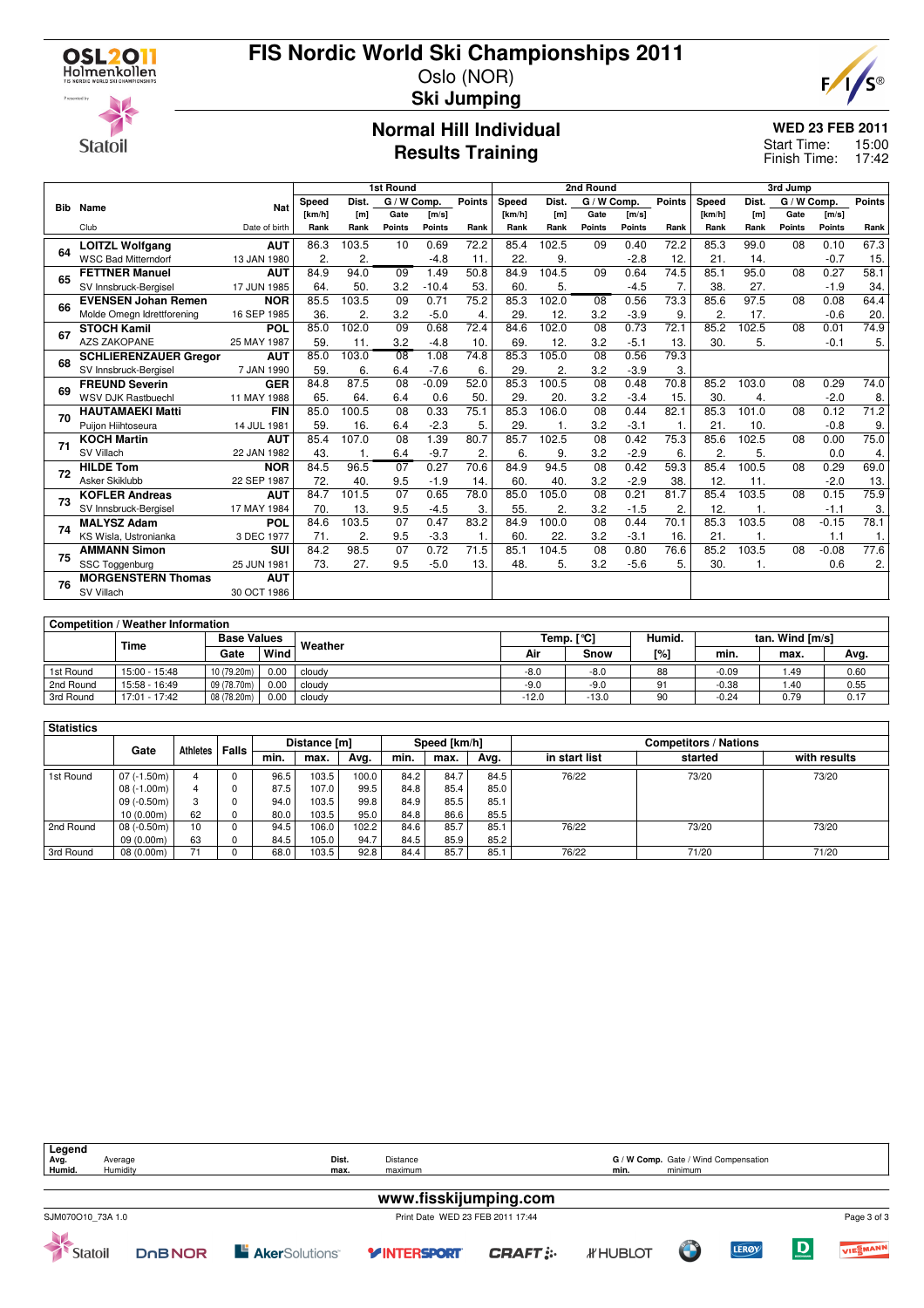# FIS Nordic World Ski Championships 2011

Oslo (NOR)

**Ski Jumping**

## Normal Hill Individual
## Results Training

**WED 23 FEB 2011**
Start Time: 15:00
Finish Time: 17:42

| Bib | Name / Club | Nat / Date of birth | 1st Round Speed [km/h] Rank | Dist. [m] Rank | G / W Comp. Gate Points | [m/s] Points | Points Rank | 2nd Round Speed [km/h] Rank | Dist. [m] Rank | G / W Comp. Gate Points | [m/s] Points | Points Rank | 3rd Jump Speed [km/h] Rank | Dist. [m] Rank | G / W Comp. Gate Points | [m/s] Points | Points Rank |
|---|---|---|---|---|---|---|---|---|---|---|---|---|---|---|---|---|---|
| 64 | LOITZL Wolfgang<br>WSC Bad Mitterndorf | AUT<br>13 JAN 1980 | 86.3<br>2. | 103.5<br>2. | 10 | 0.69<br>-4.8 | 72.2<br>11. | 85.4<br>22. | 102.5<br>9. | 09 | 0.40<br>-2.8 | 72.2<br>12. | 85.3<br>21. | 99.0<br>14. | 08 | 0.10<br>-0.7 | 67.3<br>15. |
| 65 | FETTNER Manuel<br>SV Innsbruck-Bergisel | AUT<br>17 JUN 1985 | 84.9<br>64. | 94.0<br>50. | 09<br>3.2 | 1.49<br>-10.4 | 50.8<br>53. | 84.9<br>60. | 104.5<br>5. | 09 | 0.64<br>-4.5 | 74.5<br>7. | 85.1<br>38. | 95.0<br>27. | 08 | 0.27<br>-1.9 | 58.1<br>34. |
| 66 | EVENSEN Johan Remen<br>Molde Omegn Idrettforening | NOR<br>16 SEP 1985 | 85.5<br>36. | 103.5<br>2. | 09<br>3.2 | 0.71<br>-5.0 | 75.2<br>4. | 85.3<br>29. | 102.0<br>12. | 08<br>3.2 | 0.56<br>-3.9 | 73.3<br>9. | 85.6<br>2. | 97.5<br>17. | 08 | 0.08<br>-0.6 | 64.4<br>20. |
| 67 | STOCH Kamil<br>AZS ZAKOPANE | POL<br>25 MAY 1987 | 85.0<br>59. | 102.0<br>11. | 09<br>3.2 | 0.68<br>-4.8 | 72.4<br>10. | 84.6<br>69. | 102.0<br>12. | 08<br>3.2 | 0.73<br>-5.1 | 72.1<br>13. | 85.2<br>30. | 102.5<br>5. | 08 | 0.01<br>-0.1 | 74.9<br>5. |
| 68 | SCHLIERENZAUER Gregor<br>SV Innsbruck-Bergisel | AUT<br>7 JAN 1990 | 85.0<br>59. | 103.0<br>6. | 08<br>6.4 | 1.08<br>-7.6 | 74.8<br>6. | 85.3<br>29. | 105.0<br>2. | 08<br>3.2 | 0.56<br>-3.9 | 79.3<br>3. | | | | | |
| 69 | FREUND Severin<br>WSV DJK Rastbuechl | GER<br>11 MAY 1988 | 84.8<br>65. | 87.5<br>64. | 08<br>6.4 | -0.09<br>0.6 | 52.0<br>50. | 85.3<br>29. | 100.5<br>20. | 08<br>3.2 | 0.48<br>-3.4 | 70.8<br>15. | 85.2<br>30. | 103.0<br>4. | 08 | 0.29<br>-2.0 | 74.0<br>8. |
| 70 | HAUTAMAEKI Matti<br>Puijon Hiihtoseura | FIN<br>14 JUL 1981 | 85.0<br>59. | 100.5<br>16. | 08<br>6.4 | 0.33<br>-2.3 | 75.1<br>5. | 85.3<br>29. | 106.0<br>1. | 08<br>3.2 | 0.44<br>-3.1 | 82.1<br>1. | 85.3<br>21. | 101.0<br>10. | 08 | 0.12<br>-0.8 | 71.2<br>9. |
| 71 | KOCH Martin<br>SV Villach | AUT<br>22 JAN 1982 | 85.4<br>43. | 107.0<br>1. | 08<br>6.4 | 1.39<br>-9.7 | 80.7<br>2. | 85.7<br>6. | 102.5<br>9. | 08<br>3.2 | 0.42<br>-2.9 | 75.3<br>6. | 85.6<br>2. | 102.5<br>5. | 08 | 0.00<br>0.0 | 75.0<br>4. |
| 72 | HILDE Tom<br>Asker Skiklubb | NOR<br>22 SEP 1987 | 84.5<br>72. | 96.5<br>40. | 07<br>9.5 | 0.27<br>-1.9 | 70.6<br>14. | 84.9<br>60. | 94.5<br>40. | 08<br>3.2 | 0.42<br>-2.9 | 59.3<br>38. | 85.4<br>12. | 100.5<br>11. | 08 | 0.29<br>-2.0 | 69.0<br>13. |
| 73 | KOFLER Andreas<br>SV Innsbruck-Bergisel | AUT<br>17 MAY 1984 | 84.7<br>70. | 101.5<br>13. | 07<br>9.5 | 0.65<br>-4.5 | 78.0<br>3. | 85.0<br>55. | 105.0<br>2. | 08<br>3.2 | 0.21<br>-1.5 | 81.7<br>2. | 85.4<br>12. | 103.5<br>1. | 08 | 0.15<br>-1.1 | 75.9<br>3. |
| 74 | MALYSZ Adam<br>KS Wisla, Ustronianka | POL<br>3 DEC 1977 | 84.6<br>71. | 103.5<br>2. | 07<br>9.5 | 0.47<br>-3.3 | 83.2<br>1. | 84.9<br>60. | 100.0<br>22. | 08<br>3.2 | 0.44<br>-3.1 | 70.1<br>16. | 85.3<br>21. | 103.5<br>1. | 08 | -0.15<br>1.1 | 78.1<br>1. |
| 75 | AMMANN Simon<br>SSC Toggenburg | SUI<br>25 JUN 1981 | 84.2<br>73. | 98.5<br>27. | 07<br>9.5 | 0.72<br>-5.0 | 71.5<br>13. | 85.1<br>48. | 104.5<br>5. | 08<br>3.2 | 0.80<br>-5.6 | 76.6<br>5. | 85.2<br>30. | 103.5<br>1. | 08 | -0.08<br>0.6 | 77.6<br>2. |
| 76 | MORGENSTERN Thomas<br>SV Villach | AUT<br>30 OCT 1986 | | | | | | | | | | | | | | | |

### Competition / Weather Information

| | Time | Base Values Gate | Wind | Weather | Temp. [°C] Air | Snow | Humid. [%] | tan. Wind [m/s] min. | max. | Avg. |
|---|---|---|---|---|---|---|---|---|---|---|
| 1st Round | 15:00 - 15:48 | 10 (79.20m) | 0.00 | cloudy | -8.0 | -8.0 | 88 | -0.09 | 1.49 | 0.60 |
| 2nd Round | 15:58 - 16:49 | 09 (78.70m) | 0.00 | cloudy | -9.0 | -9.0 | 91 | -0.38 | 1.40 | 0.55 |
| 3rd Round | 17:01 - 17:42 | 08 (78.20m) | 0.00 | cloudy | -12.0 | -13.0 | 90 | -0.24 | 0.79 | 0.17 |

### Statistics

| | Gate | Athletes | Falls | Distance [m] min. | max. | Avg. | Speed [km/h] min. | max. | Avg. | Competitors / Nations in start list | started | with results |
|---|---|---|---|---|---|---|---|---|---|---|---|---|
| 1st Round | 07 (-1.50m) | 4 | 0 | 96.5 | 103.5 | 100.0 | 84.2 | 84.7 | 84.5 | 76/22 | 73/20 | 73/20 |
| | 08 (-1.00m) | 4 | 0 | 87.5 | 107.0 | 99.5 | 84.8 | 85.4 | 85.0 | | | |
| | 09 (-0.50m) | 3 | 0 | 94.0 | 103.5 | 99.8 | 84.9 | 85.5 | 85.1 | | | |
| | 10 (0.00m) | 62 | 0 | 80.0 | 103.5 | 95.0 | 84.8 | 86.6 | 85.5 | | | |
| 2nd Round | 08 (-0.50m) | 10 | 0 | 94.5 | 106.0 | 102.2 | 84.6 | 85.7 | 85.1 | 76/22 | 73/20 | 73/20 |
| | 09 (0.00m) | 63 | 0 | 84.5 | 105.0 | 94.7 | 84.5 | 85.9 | 85.2 | | | |
| 3rd Round | 08 (0.00m) | 71 | 0 | 68.0 | 103.5 | 92.8 | 84.4 | 85.7 | 85.1 | 76/22 | 71/20 | 71/20 |

**Legend**
Avg. Average
Humid. Humidity
Dist. Distance
max. maximum
G / W Comp. Gate / Wind Compensation
min. minimum

www.fisskijumping.com

SJM070O10_73A 1.0 Print Date WED 23 FEB 2011 17:44